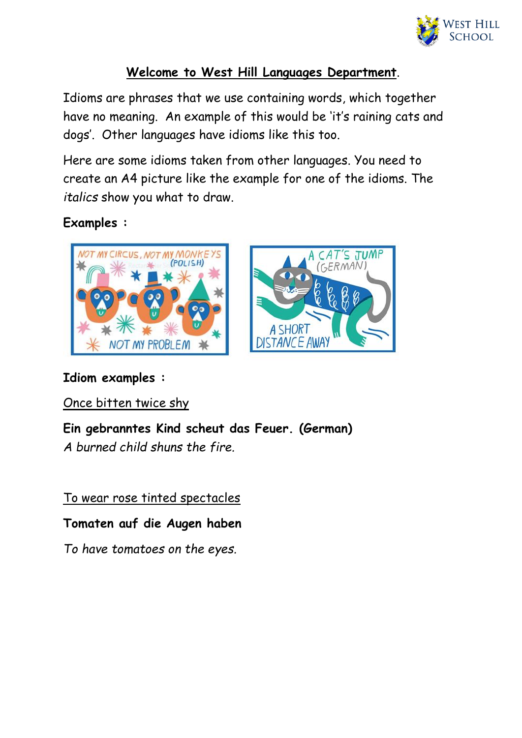## Welcome to West Hill Languages Department.

Idioms are phrases that we use containing words, which together have no meaning. An example of this would be 'it's raining cats and dogs'. Other languages have idioms like this too.

Here are some idioms taken from other languages. You need to create an A4 picture like the example for one of the idioms. The *italics* show you what to draw.

**Examples :**

**Idiom examples :**

Once bitten twice shy

**Ein gebranntes Kind scheut das Feuer. (German)**
*A burned child shuns the fire.*

To wear rose tinted spectacles

**Tomaten auf die Augen haben**

*To have tomatoes on the eyes.*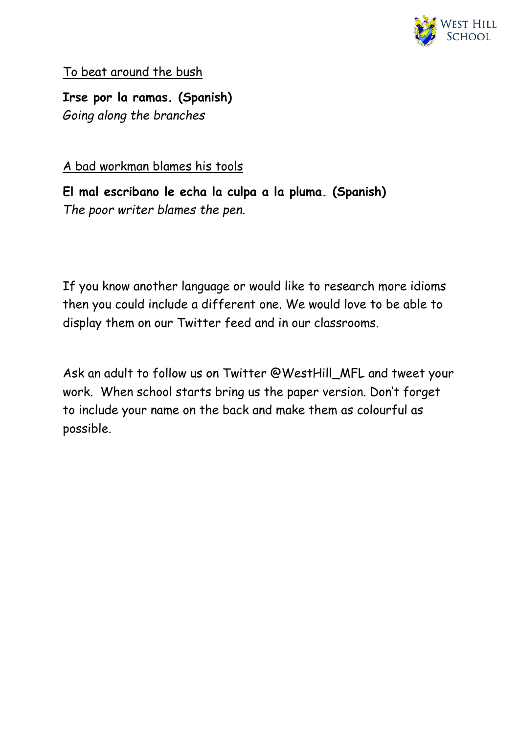<u>To beat around the bush</u>

**Irse por la ramas. (Spanish)**
*Going along the branches*

<u>A bad workman blames his tools</u>

**El mal escribano le echa la culpa a la pluma. (Spanish)**
*The poor writer blames the pen.*

If you know another language or would like to research more idioms then you could include a different one. We would love to be able to display them on our Twitter feed and in our classrooms.

Ask an adult to follow us on Twitter @WestHill_MFL and tweet your work. When school starts bring us the paper version. Don't forget to include your name on the back and make them as colourful as possible.